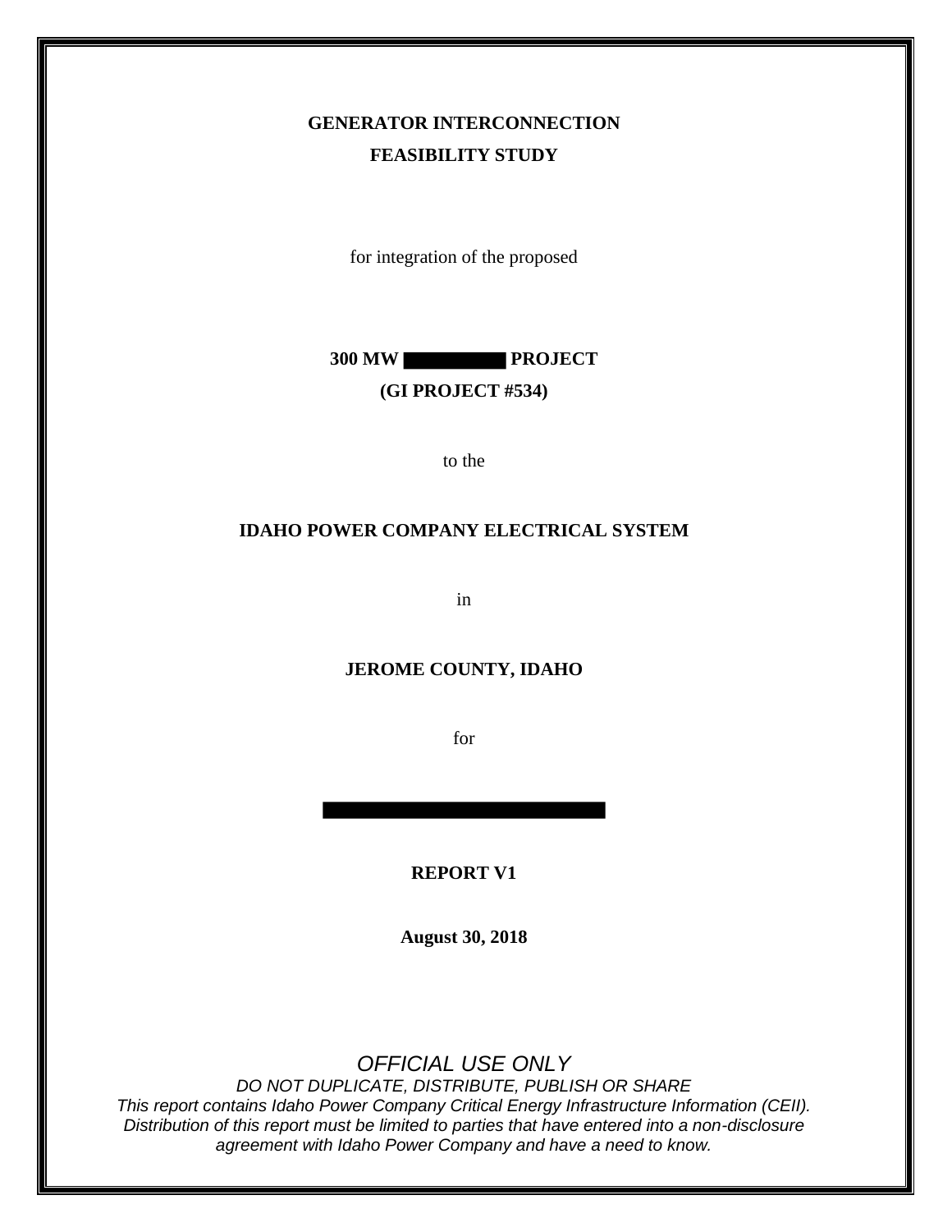# GENERATOR INTERCONNECTION
# FEASIBILITY STUDY

for integration of the proposed

**300 MW ██████ PROJECT**

**(GI PROJECT #534)**

to the

**IDAHO POWER COMPANY ELECTRICAL SYSTEM**

in

**JEROME COUNTY, IDAHO**

for

██████████████████

**REPORT V1**

**August 30, 2018**

*OFFICIAL USE ONLY*

*DO NOT DUPLICATE, DISTRIBUTE, PUBLISH OR SHARE*

*This report contains Idaho Power Company Critical Energy Infrastructure Information (CEII). Distribution of this report must be limited to parties that have entered into a non-disclosure agreement with Idaho Power Company and have a need to know.*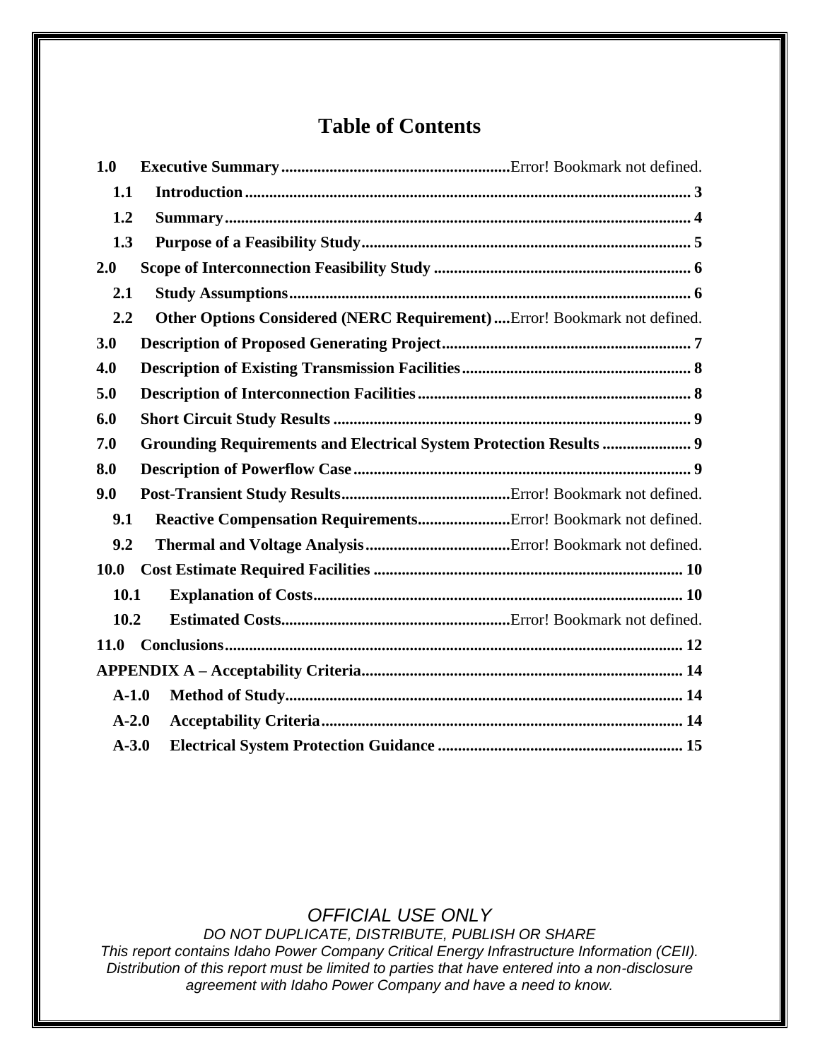# Table of Contents

**1.0 Executive Summary**........................................................Error! Bookmark not defined.

- **1.1 Introduction**................................................................................................ 3
- **1.2 Summary**...................................................................................................... 4
- **1.3 Purpose of a Feasibility Study**.................................................................. 5

**2.0 Scope of Interconnection Feasibility Study**............................................................... 6

- **2.1 Study Assumptions**...................................................................................... 6
- **2.2 Other Options Considered (NERC Requirement)**....Error! Bookmark not defined.

**3.0 Description of Proposed Generating Project**............................................................. 7

**4.0 Description of Existing Transmission Facilities**......................................................... 8

**5.0 Description of Interconnection Facilities**.................................................................... 8

**6.0 Short Circuit Study Results**........................................................................................ 9

**7.0 Grounding Requirements and Electrical System Protection Results**...................... 9

**8.0 Description of Powerflow Case**.................................................................................... 9

**9.0 Post-Transient Study Results**..........................................Error! Bookmark not defined.

- **9.1 Reactive Compensation Requirements**.......................Error! Bookmark not defined.
- **9.2 Thermal and Voltage Analysis**....................................Error! Bookmark not defined.

**10.0 Cost Estimate Required Facilities**............................................................................ 10

- **10.1 Explanation of Costs**............................................................................................ 10
- **10.2 Estimated Costs**.........................................................Error! Bookmark not defined.

**11.0 Conclusions**................................................................................................................ 12

**APPENDIX A – Acceptability Criteria**............................................................................... 14

- **A-1.0 Method of Study**.................................................................................................. 14
- **A-2.0 Acceptability Criteria**......................................................................................... 14
- **A-3.0 Electrical System Protection Guidance**............................................................ 15

*OFFICIAL USE ONLY*

*DO NOT DUPLICATE, DISTRIBUTE, PUBLISH OR SHARE*

*This report contains Idaho Power Company Critical Energy Infrastructure Information (CEII). Distribution of this report must be limited to parties that have entered into a non-disclosure agreement with Idaho Power Company and have a need to know.*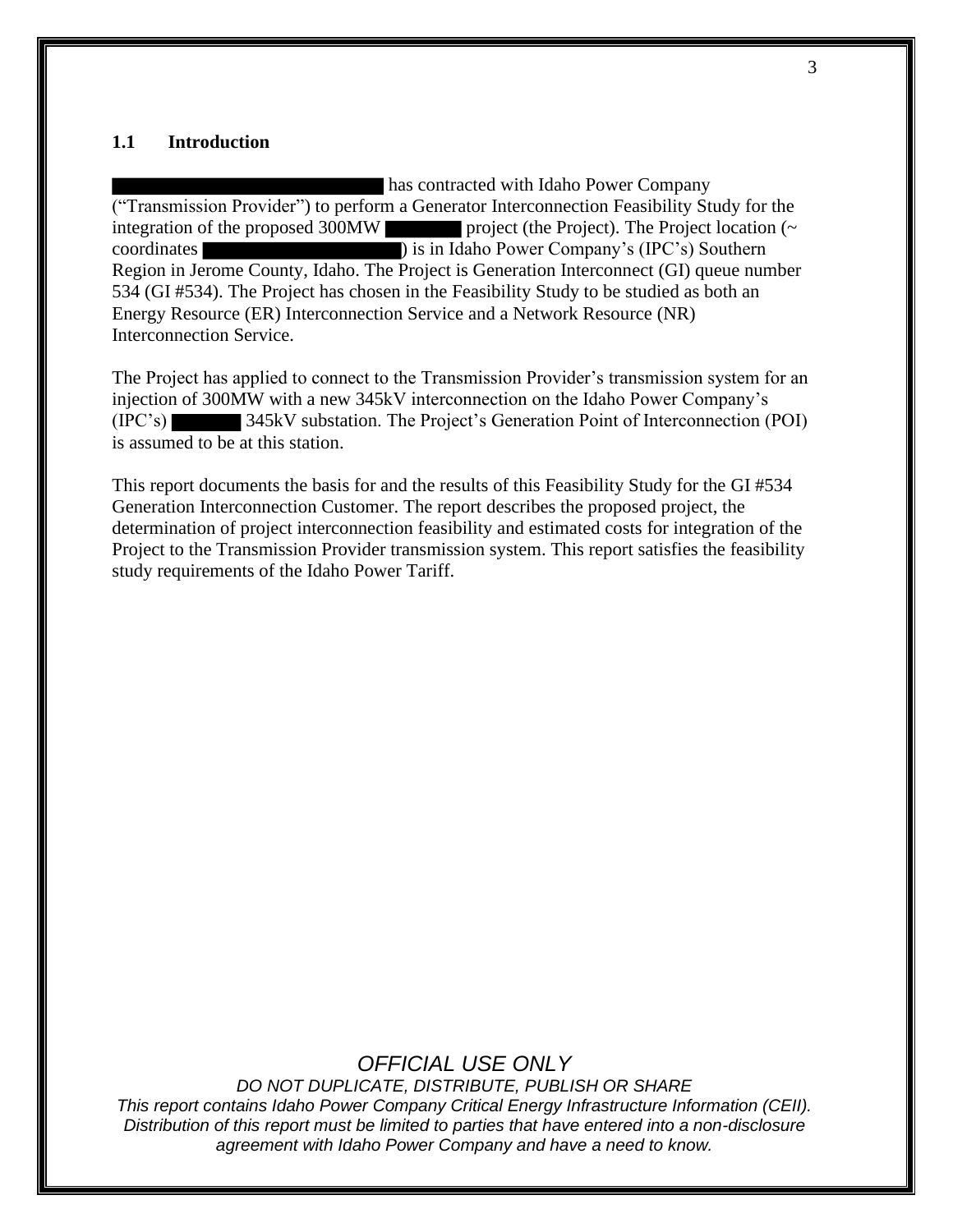## 1.1 Introduction

█████████████████ has contracted with Idaho Power Company ("Transmission Provider") to perform a Generator Interconnection Feasibility Study for the integration of the proposed 300MW ██████ project (the Project). The Project location (~ coordinates ████████████) is in Idaho Power Company's (IPC's) Southern Region in Jerome County, Idaho. The Project is Generation Interconnect (GI) queue number 534 (GI #534). The Project has chosen in the Feasibility Study to be studied as both an Energy Resource (ER) Interconnection Service and a Network Resource (NR) Interconnection Service.

The Project has applied to connect to the Transmission Provider's transmission system for an injection of 300MW with a new 345kV interconnection on the Idaho Power Company's (IPC's) ██████ 345kV substation. The Project's Generation Point of Interconnection (POI) is assumed to be at this station.

This report documents the basis for and the results of this Feasibility Study for the GI #534 Generation Interconnection Customer. The report describes the proposed project, the determination of project interconnection feasibility and estimated costs for integration of the Project to the Transmission Provider transmission system. This report satisfies the feasibility study requirements of the Idaho Power Tariff.

*OFFICIAL USE ONLY*

*DO NOT DUPLICATE, DISTRIBUTE, PUBLISH OR SHARE*

*This report contains Idaho Power Company Critical Energy Infrastructure Information (CEII). Distribution of this report must be limited to parties that have entered into a non-disclosure agreement with Idaho Power Company and have a need to know.*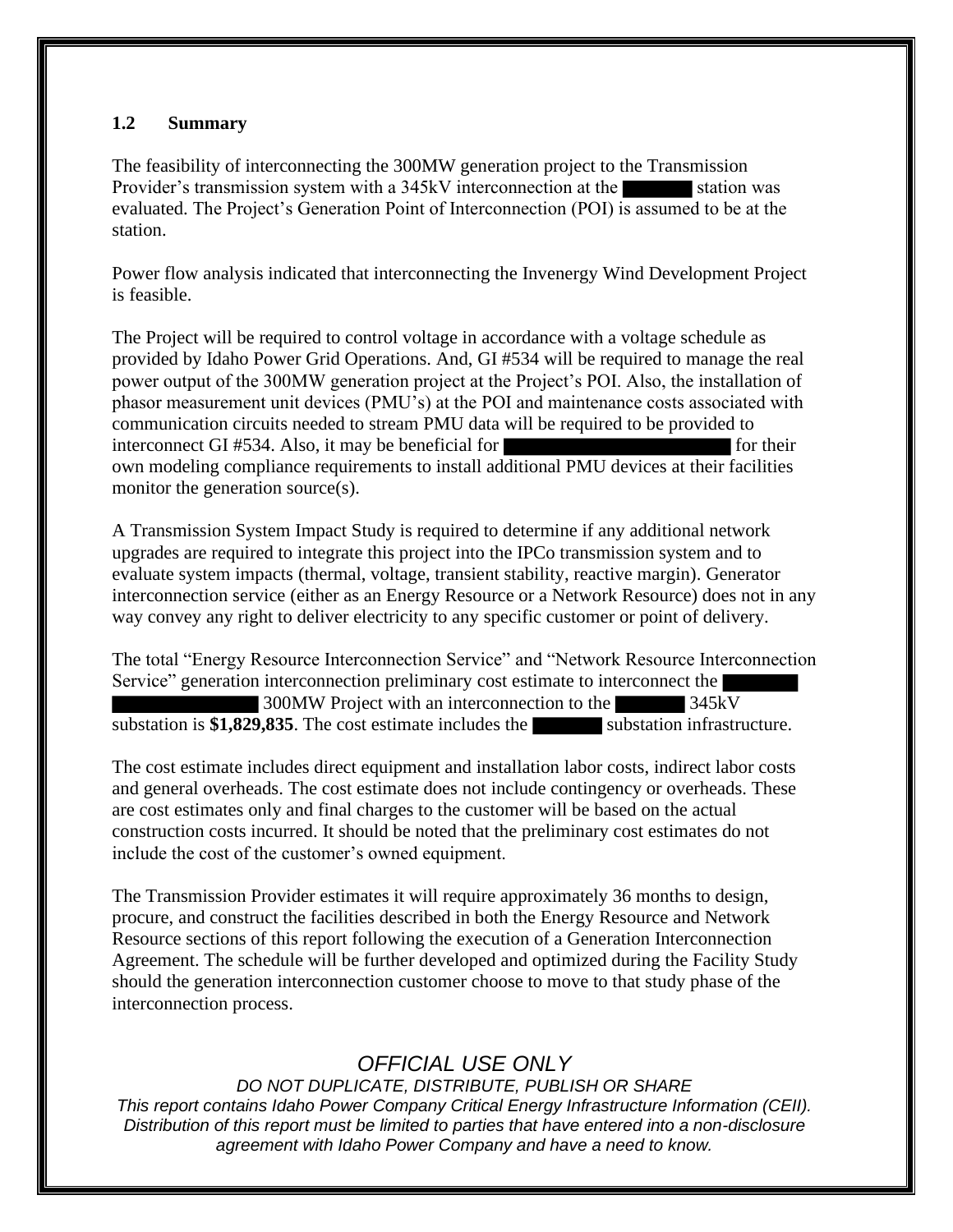## 1.2 Summary

The feasibility of interconnecting the 300MW generation project to the Transmission Provider's transmission system with a 345kV interconnection at the ████ station was evaluated. The Project's Generation Point of Interconnection (POI) is assumed to be at the station.

Power flow analysis indicated that interconnecting the Invenergy Wind Development Project is feasible.

The Project will be required to control voltage in accordance with a voltage schedule as provided by Idaho Power Grid Operations. And, GI #534 will be required to manage the real power output of the 300MW generation project at the Project's POI. Also, the installation of phasor measurement unit devices (PMU's) at the POI and maintenance costs associated with communication circuits needed to stream PMU data will be required to be provided to interconnect GI #534. Also, it may be beneficial for ████████████ for their own modeling compliance requirements to install additional PMU devices at their facilities monitor the generation source(s).

A Transmission System Impact Study is required to determine if any additional network upgrades are required to integrate this project into the IPCo transmission system and to evaluate system impacts (thermal, voltage, transient stability, reactive margin). Generator interconnection service (either as an Energy Resource or a Network Resource) does not in any way convey any right to deliver electricity to any specific customer or point of delivery.

The total "Energy Resource Interconnection Service" and "Network Resource Interconnection Service" generation interconnection preliminary cost estimate to interconnect the ████ ████████ 300MW Project with an interconnection to the ████ 345kV substation is **$1,829,835**. The cost estimate includes the ████ substation infrastructure.

The cost estimate includes direct equipment and installation labor costs, indirect labor costs and general overheads. The cost estimate does not include contingency or overheads. These are cost estimates only and final charges to the customer will be based on the actual construction costs incurred. It should be noted that the preliminary cost estimates do not include the cost of the customer's owned equipment.

The Transmission Provider estimates it will require approximately 36 months to design, procure, and construct the facilities described in both the Energy Resource and Network Resource sections of this report following the execution of a Generation Interconnection Agreement. The schedule will be further developed and optimized during the Facility Study should the generation interconnection customer choose to move to that study phase of the interconnection process.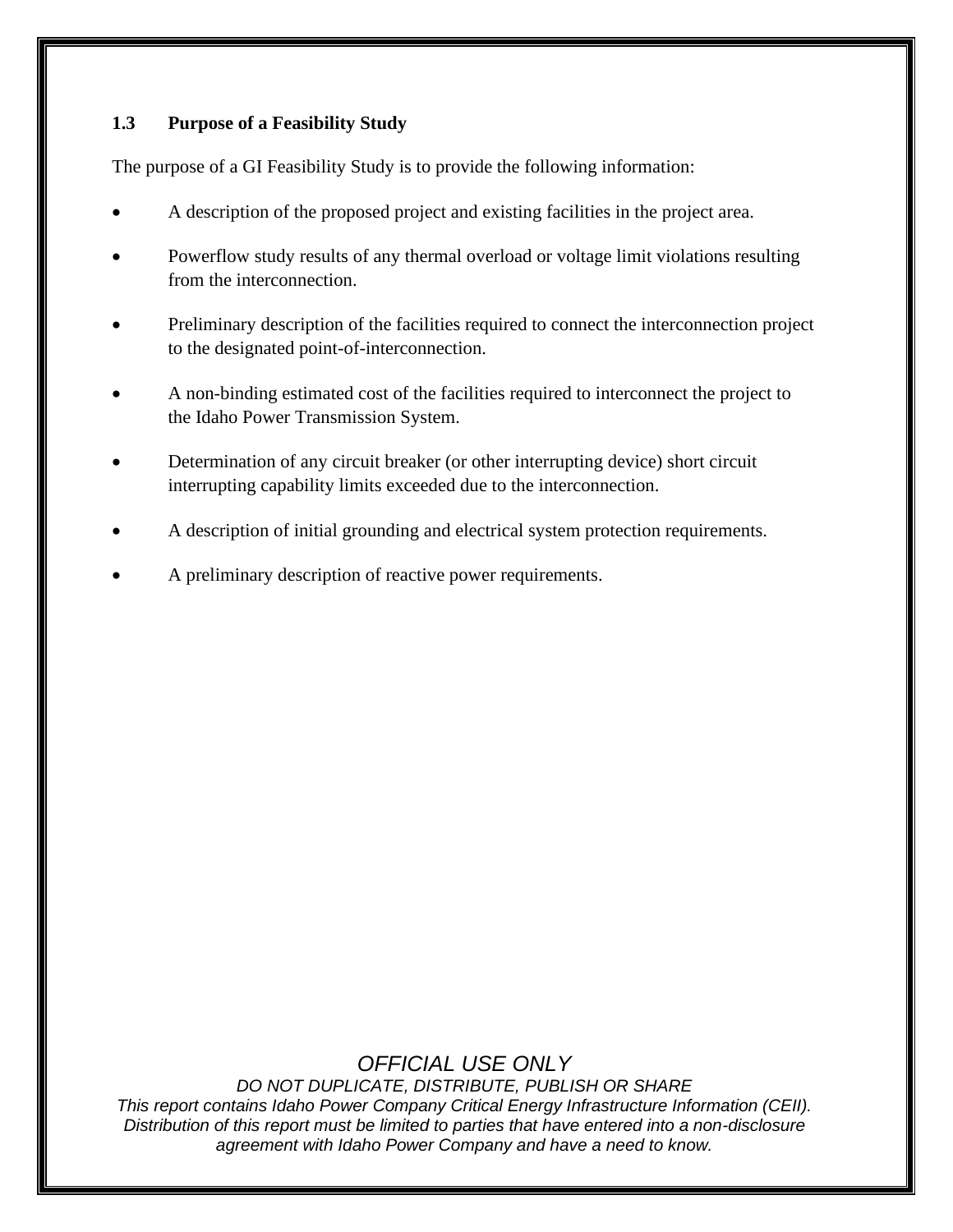### 1.3 Purpose of a Feasibility Study

The purpose of a GI Feasibility Study is to provide the following information:

- A description of the proposed project and existing facilities in the project area.
- Powerflow study results of any thermal overload or voltage limit violations resulting from the interconnection.
- Preliminary description of the facilities required to connect the interconnection project to the designated point-of-interconnection.
- A non-binding estimated cost of the facilities required to interconnect the project to the Idaho Power Transmission System.
- Determination of any circuit breaker (or other interrupting device) short circuit interrupting capability limits exceeded due to the interconnection.
- A description of initial grounding and electrical system protection requirements.
- A preliminary description of reactive power requirements.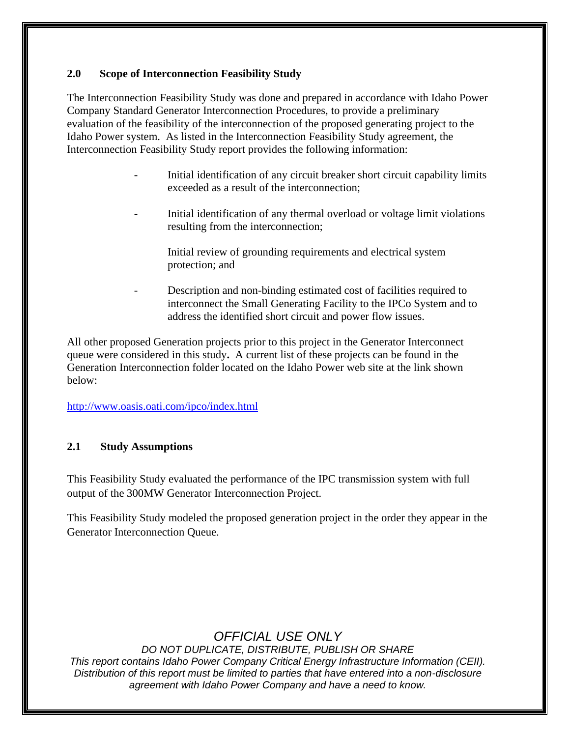## 2.0 Scope of Interconnection Feasibility Study

The Interconnection Feasibility Study was done and prepared in accordance with Idaho Power Company Standard Generator Interconnection Procedures, to provide a preliminary evaluation of the feasibility of the interconnection of the proposed generating project to the Idaho Power system. As listed in the Interconnection Feasibility Study agreement, the Interconnection Feasibility Study report provides the following information:

- Initial identification of any circuit breaker short circuit capability limits exceeded as a result of the interconnection;
- Initial identification of any thermal overload or voltage limit violations resulting from the interconnection;
- Initial review of grounding requirements and electrical system protection; and
- Description and non-binding estimated cost of facilities required to interconnect the Small Generating Facility to the IPCo System and to address the identified short circuit and power flow issues.

All other proposed Generation projects prior to this project in the Generator Interconnect queue were considered in this study**.** A current list of these projects can be found in the Generation Interconnection folder located on the Idaho Power web site at the link shown below:

http://www.oasis.oati.com/ipco/index.html

### 2.1 Study Assumptions

This Feasibility Study evaluated the performance of the IPC transmission system with full output of the 300MW Generator Interconnection Project.

This Feasibility Study modeled the proposed generation project in the order they appear in the Generator Interconnection Queue.

*OFFICIAL USE ONLY*

*DO NOT DUPLICATE, DISTRIBUTE, PUBLISH OR SHARE*

*This report contains Idaho Power Company Critical Energy Infrastructure Information (CEII). Distribution of this report must be limited to parties that have entered into a non-disclosure agreement with Idaho Power Company and have a need to know.*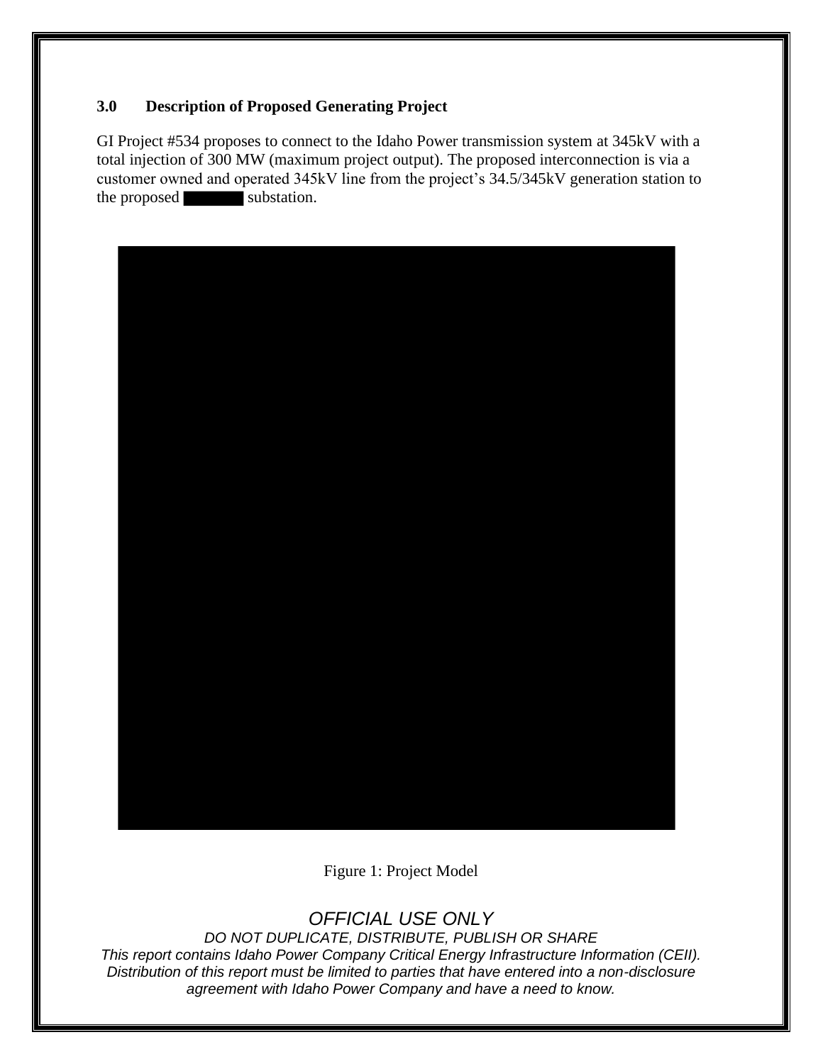### 3.0 Description of Proposed Generating Project

GI Project #534 proposes to connect to the Idaho Power transmission system at 345kV with a total injection of 300 MW (maximum project output). The proposed interconnection is via a customer owned and operated 345kV line from the project's 34.5/345kV generation station to the proposed ███████ substation.

Figure 1: Project Model

*OFFICIAL USE ONLY*
*DO NOT DUPLICATE, DISTRIBUTE, PUBLISH OR SHARE*
*This report contains Idaho Power Company Critical Energy Infrastructure Information (CEII). Distribution of this report must be limited to parties that have entered into a non-disclosure agreement with Idaho Power Company and have a need to know.*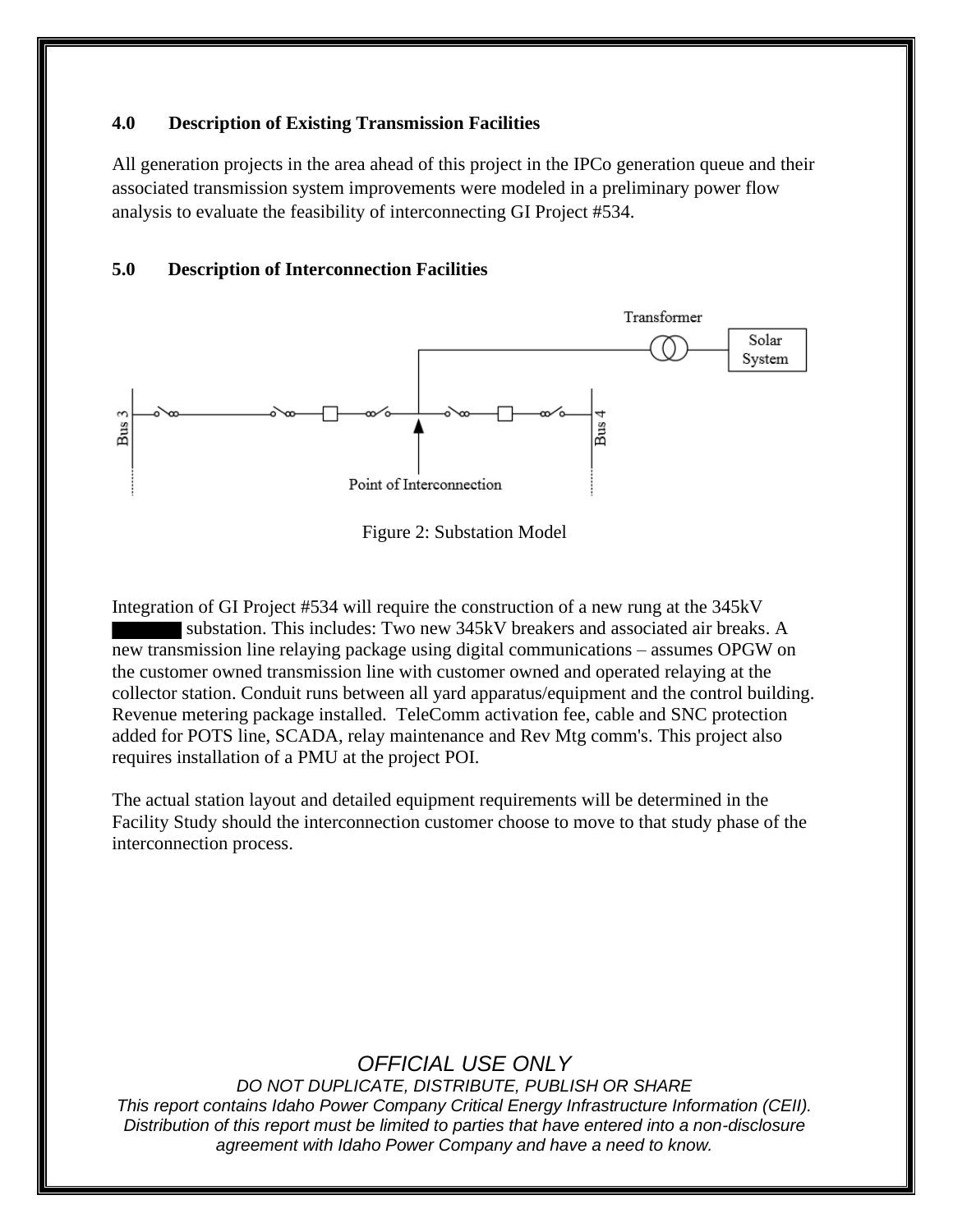### 4.0 Description of Existing Transmission Facilities

All generation projects in the area ahead of this project in the IPCo generation queue and their associated transmission system improvements were modeled in a preliminary power flow analysis to evaluate the feasibility of interconnecting GI Project #534.

### 5.0 Description of Interconnection Facilities

Figure 2: Substation Model

Integration of GI Project #534 will require the construction of a new rung at the 345kV ███ substation. This includes: Two new 345kV breakers and associated air breaks. A new transmission line relaying package using digital communications – assumes OPGW on the customer owned transmission line with customer owned and operated relaying at the collector station. Conduit runs between all yard apparatus/equipment and the control building. Revenue metering package installed. TeleComm activation fee, cable and SNC protection added for POTS line, SCADA, relay maintenance and Rev Mtg comm's. This project also requires installation of a PMU at the project POI.

The actual station layout and detailed equipment requirements will be determined in the Facility Study should the interconnection customer choose to move to that study phase of the interconnection process.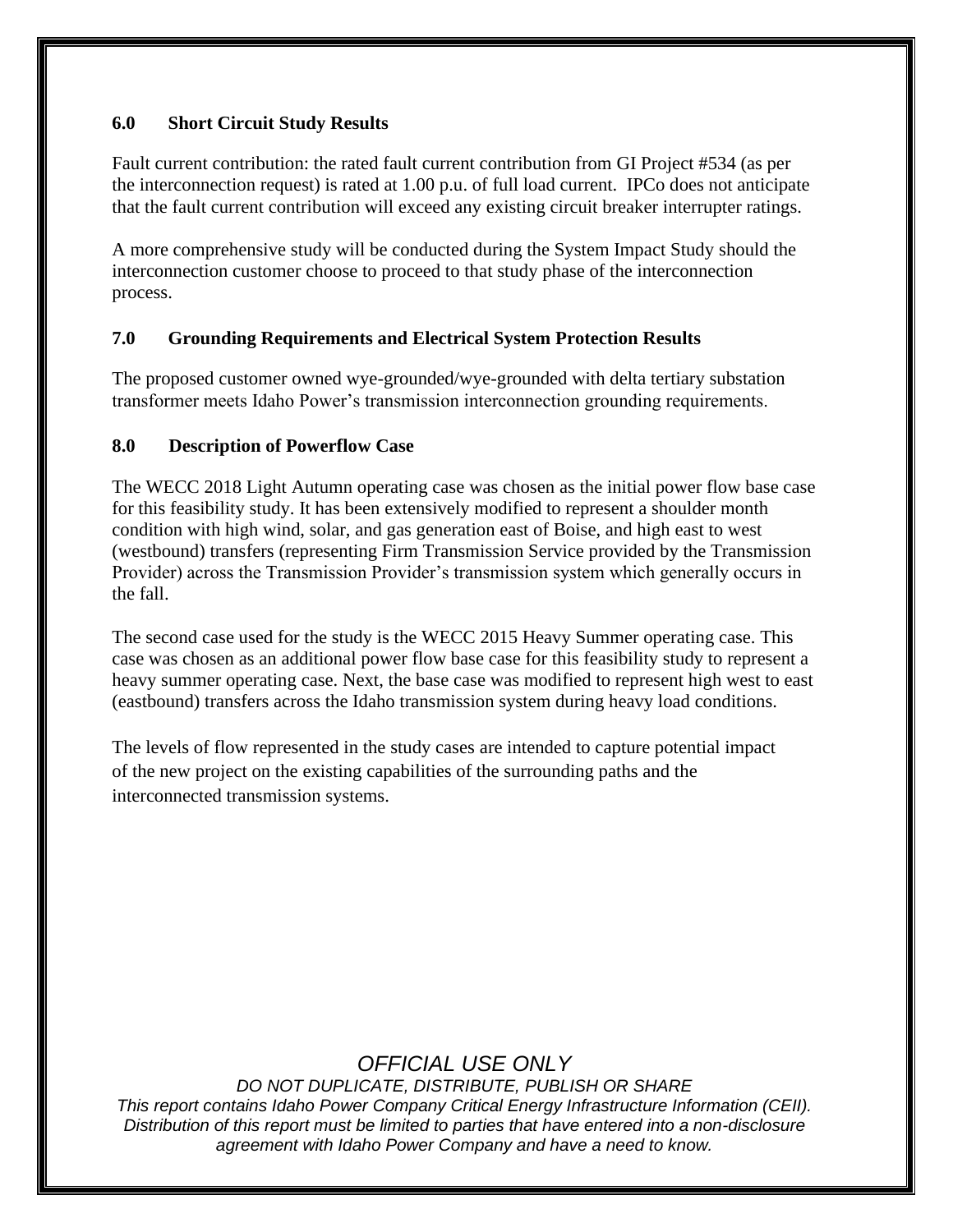## 6.0 Short Circuit Study Results

Fault current contribution: the rated fault current contribution from GI Project #534 (as per the interconnection request) is rated at 1.00 p.u. of full load current. IPCo does not anticipate that the fault current contribution will exceed any existing circuit breaker interrupter ratings.

A more comprehensive study will be conducted during the System Impact Study should the interconnection customer choose to proceed to that study phase of the interconnection process.

## 7.0 Grounding Requirements and Electrical System Protection Results

The proposed customer owned wye-grounded/wye-grounded with delta tertiary substation transformer meets Idaho Power's transmission interconnection grounding requirements.

## 8.0 Description of Powerflow Case

The WECC 2018 Light Autumn operating case was chosen as the initial power flow base case for this feasibility study. It has been extensively modified to represent a shoulder month condition with high wind, solar, and gas generation east of Boise, and high east to west (westbound) transfers (representing Firm Transmission Service provided by the Transmission Provider) across the Transmission Provider's transmission system which generally occurs in the fall.

The second case used for the study is the WECC 2015 Heavy Summer operating case. This case was chosen as an additional power flow base case for this feasibility study to represent a heavy summer operating case. Next, the base case was modified to represent high west to east (eastbound) transfers across the Idaho transmission system during heavy load conditions.

The levels of flow represented in the study cases are intended to capture potential impact of the new project on the existing capabilities of the surrounding paths and the interconnected transmission systems.

*OFFICIAL USE ONLY*

*DO NOT DUPLICATE, DISTRIBUTE, PUBLISH OR SHARE*

*This report contains Idaho Power Company Critical Energy Infrastructure Information (CEII). Distribution of this report must be limited to parties that have entered into a non-disclosure agreement with Idaho Power Company and have a need to know.*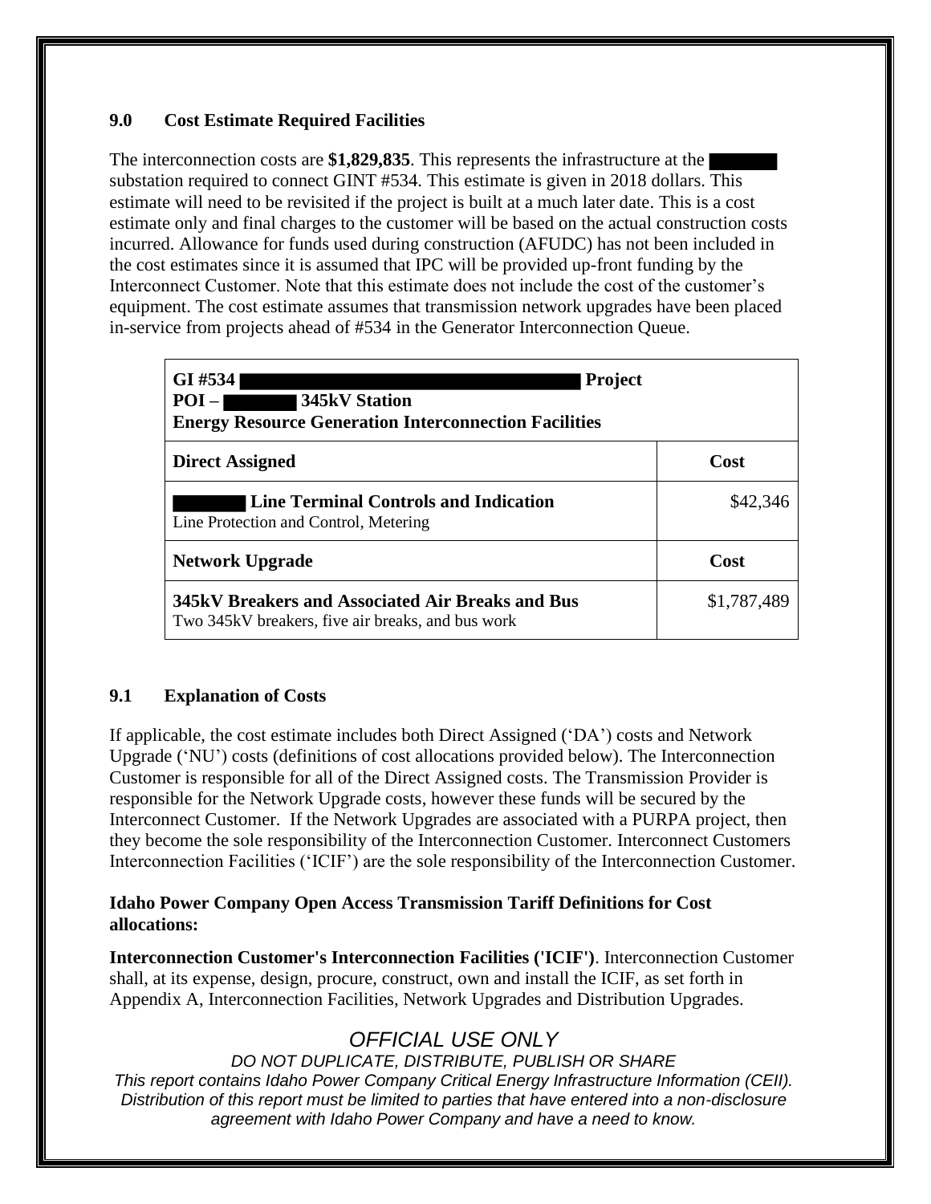## 9.0 Cost Estimate Required Facilities

The interconnection costs are **$1,829,835**. This represents the infrastructure at the substation required to connect GINT #534. This estimate is given in 2018 dollars. This estimate will need to be revisited if the project is built at a much later date. This is a cost estimate only and final charges to the customer will be based on the actual construction costs incurred. Allowance for funds used during construction (AFUDC) has not been included in the cost estimates since it is assumed that IPC will be provided up-front funding by the Interconnect Customer. Note that this estimate does not include the cost of the customer's equipment. The cost estimate assumes that transmission network upgrades have been placed in-service from projects ahead of #534 in the Generator Interconnection Queue.

| **GI #534 Project**<br>**POI – 345kV Station**<br>**Energy Resource Generation Interconnection Facilities** | |
|---|---|
| **Direct Assigned** | **Cost** |
| **Line Terminal Controls and Indication**<br>Line Protection and Control, Metering | $42,346 |
| **Network Upgrade** | **Cost** |
| **345kV Breakers and Associated Air Breaks and Bus**<br>Two 345kV breakers, five air breaks, and bus work | $1,787,489 |

## 9.1 Explanation of Costs

If applicable, the cost estimate includes both Direct Assigned ('DA') costs and Network Upgrade ('NU') costs (definitions of cost allocations provided below). The Interconnection Customer is responsible for all of the Direct Assigned costs. The Transmission Provider is responsible for the Network Upgrade costs, however these funds will be secured by the Interconnect Customer. If the Network Upgrades are associated with a PURPA project, then they become the sole responsibility of the Interconnection Customer. Interconnect Customers Interconnection Facilities ('ICIF') are the sole responsibility of the Interconnection Customer.

**Idaho Power Company Open Access Transmission Tariff Definitions for Cost allocations:**

**Interconnection Customer's Interconnection Facilities ('ICIF')**. Interconnection Customer shall, at its expense, design, procure, construct, own and install the ICIF, as set forth in Appendix A, Interconnection Facilities, Network Upgrades and Distribution Upgrades.

*OFFICIAL USE ONLY*

*DO NOT DUPLICATE, DISTRIBUTE, PUBLISH OR SHARE*

*This report contains Idaho Power Company Critical Energy Infrastructure Information (CEII). Distribution of this report must be limited to parties that have entered into a non-disclosure agreement with Idaho Power Company and have a need to know.*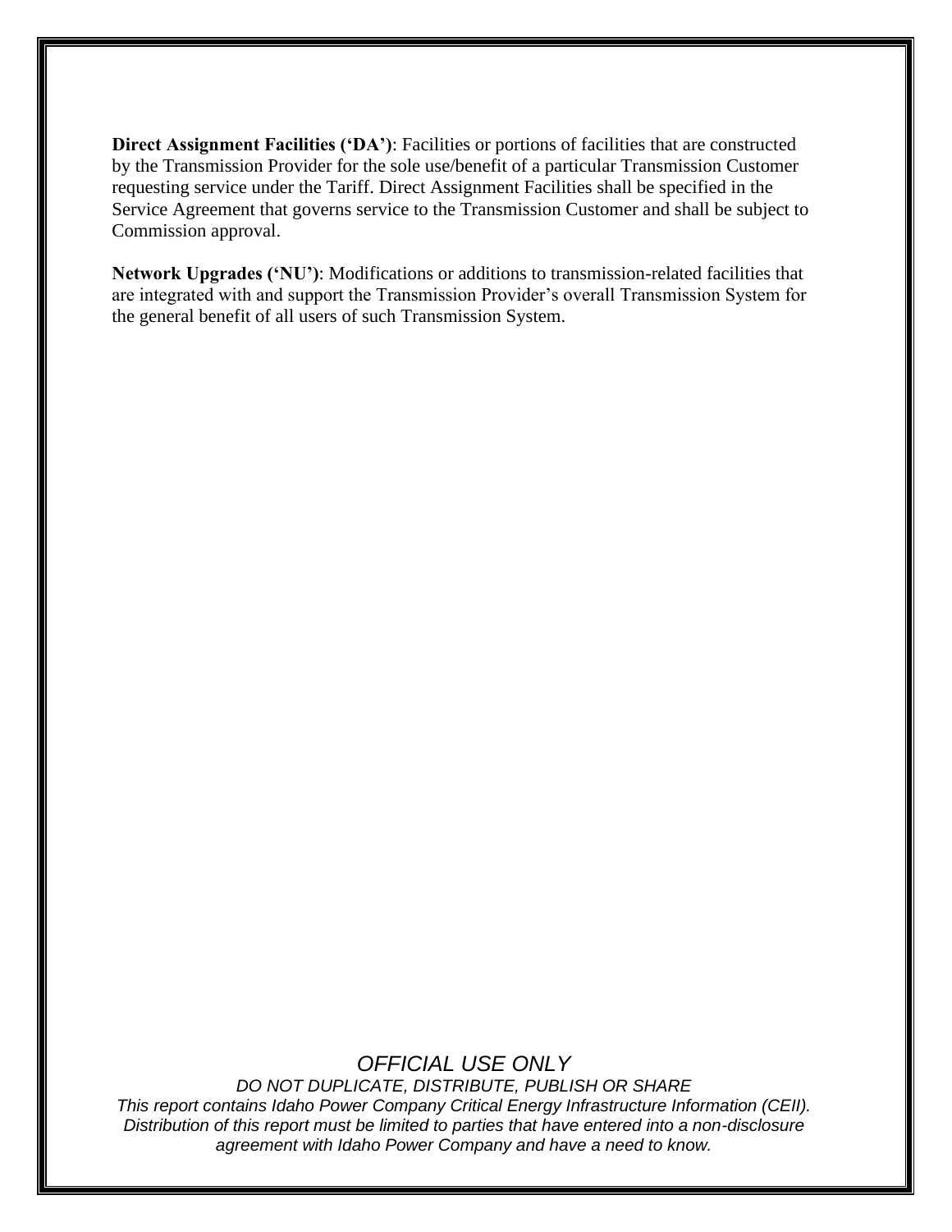**Direct Assignment Facilities (‘DA’)**: Facilities or portions of facilities that are constructed by the Transmission Provider for the sole use/benefit of a particular Transmission Customer requesting service under the Tariff. Direct Assignment Facilities shall be specified in the Service Agreement that governs service to the Transmission Customer and shall be subject to Commission approval.

**Network Upgrades (‘NU’)**: Modifications or additions to transmission-related facilities that are integrated with and support the Transmission Provider’s overall Transmission System for the general benefit of all users of such Transmission System.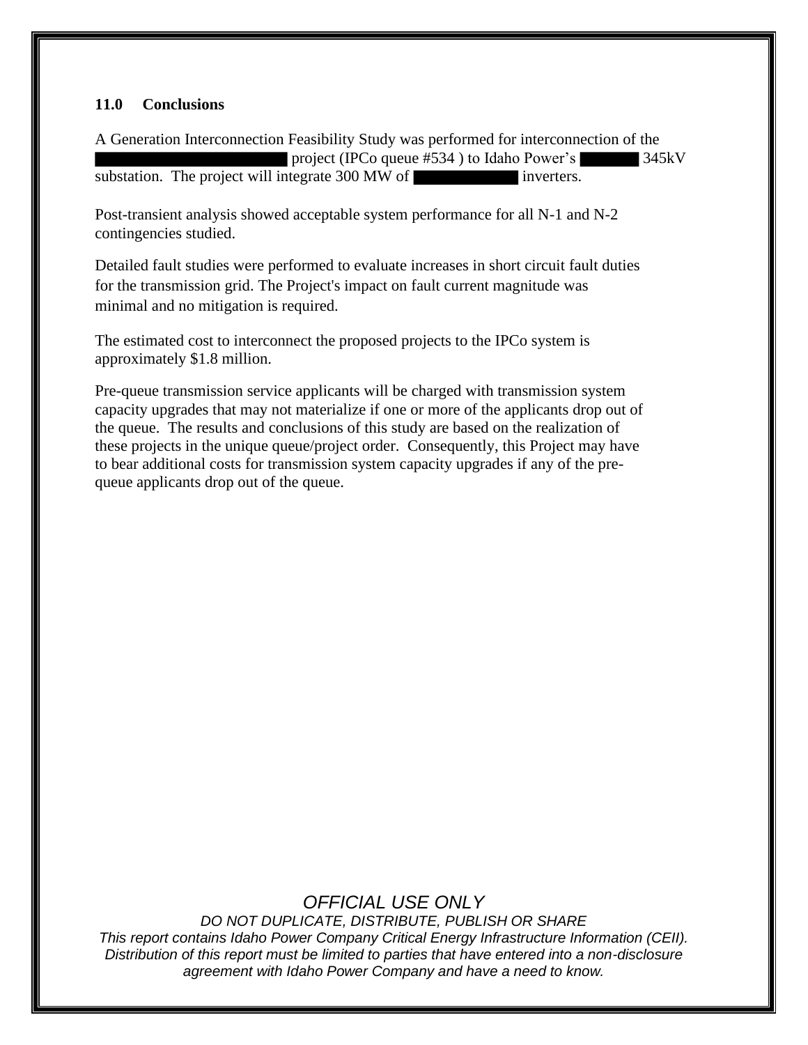## 11.0 Conclusions

A Generation Interconnection Feasibility Study was performed for interconnection of the ████████████ project (IPCo queue #534 ) to Idaho Power's ████ 345kV substation. The project will integrate 300 MW of ██████ inverters.

Post-transient analysis showed acceptable system performance for all N-1 and N-2 contingencies studied.

Detailed fault studies were performed to evaluate increases in short circuit fault duties for the transmission grid. The Project's impact on fault current magnitude was minimal and no mitigation is required.

The estimated cost to interconnect the proposed projects to the IPCo system is approximately $1.8 million.

Pre-queue transmission service applicants will be charged with transmission system capacity upgrades that may not materialize if one or more of the applicants drop out of the queue. The results and conclusions of this study are based on the realization of these projects in the unique queue/project order. Consequently, this Project may have to bear additional costs for transmission system capacity upgrades if any of the pre-queue applicants drop out of the queue.

*OFFICIAL USE ONLY*

*DO NOT DUPLICATE, DISTRIBUTE, PUBLISH OR SHARE*

*This report contains Idaho Power Company Critical Energy Infrastructure Information (CEII). Distribution of this report must be limited to parties that have entered into a non-disclosure agreement with Idaho Power Company and have a need to know.*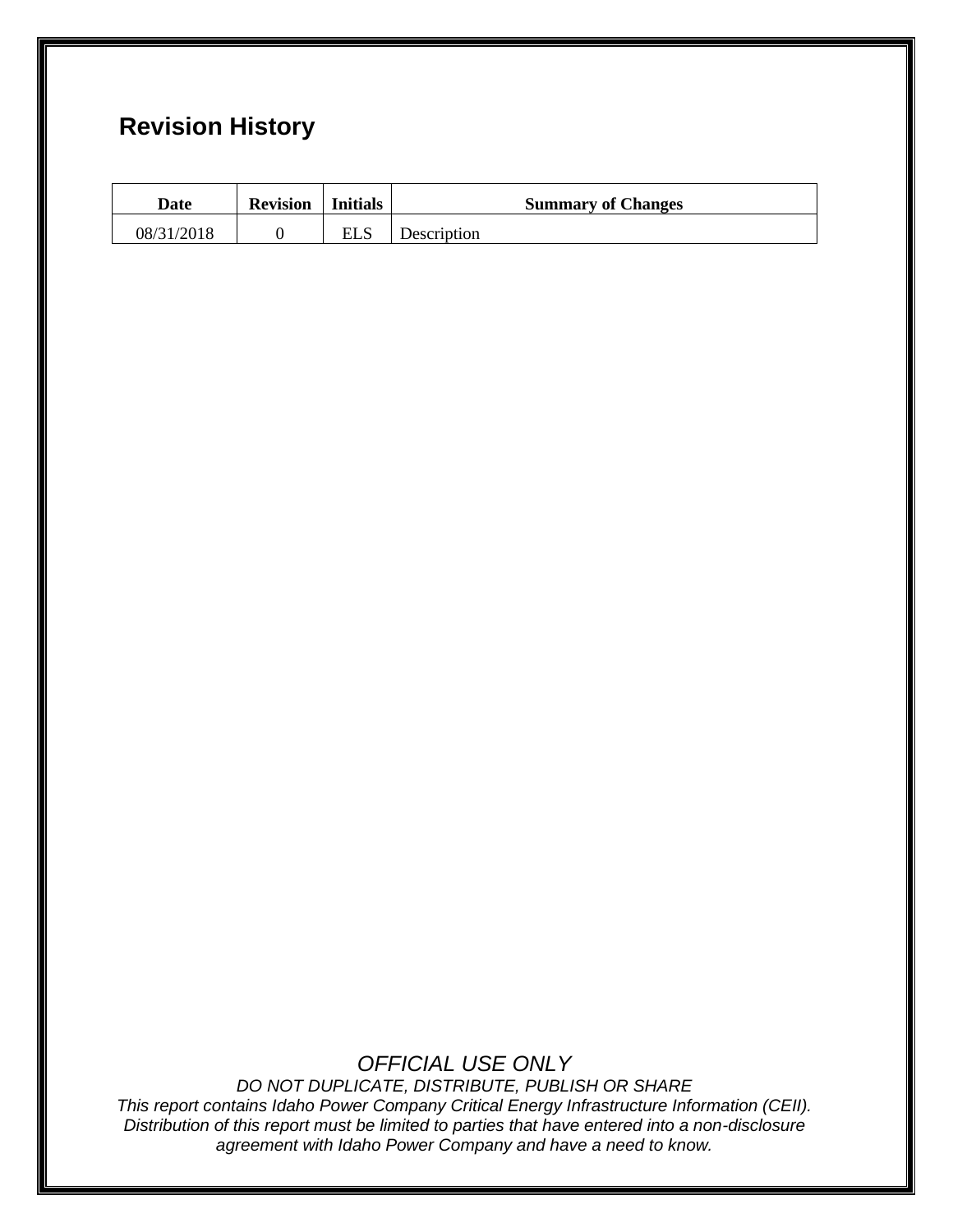## Revision History

| Date | Revision | Initials | Summary of Changes |
| --- | --- | --- | --- |
| 08/31/2018 | 0 | ELS | Description |

*OFFICIAL USE ONLY*

*DO NOT DUPLICATE, DISTRIBUTE, PUBLISH OR SHARE*

*This report contains Idaho Power Company Critical Energy Infrastructure Information (CEII). Distribution of this report must be limited to parties that have entered into a non-disclosure agreement with Idaho Power Company and have a need to know.*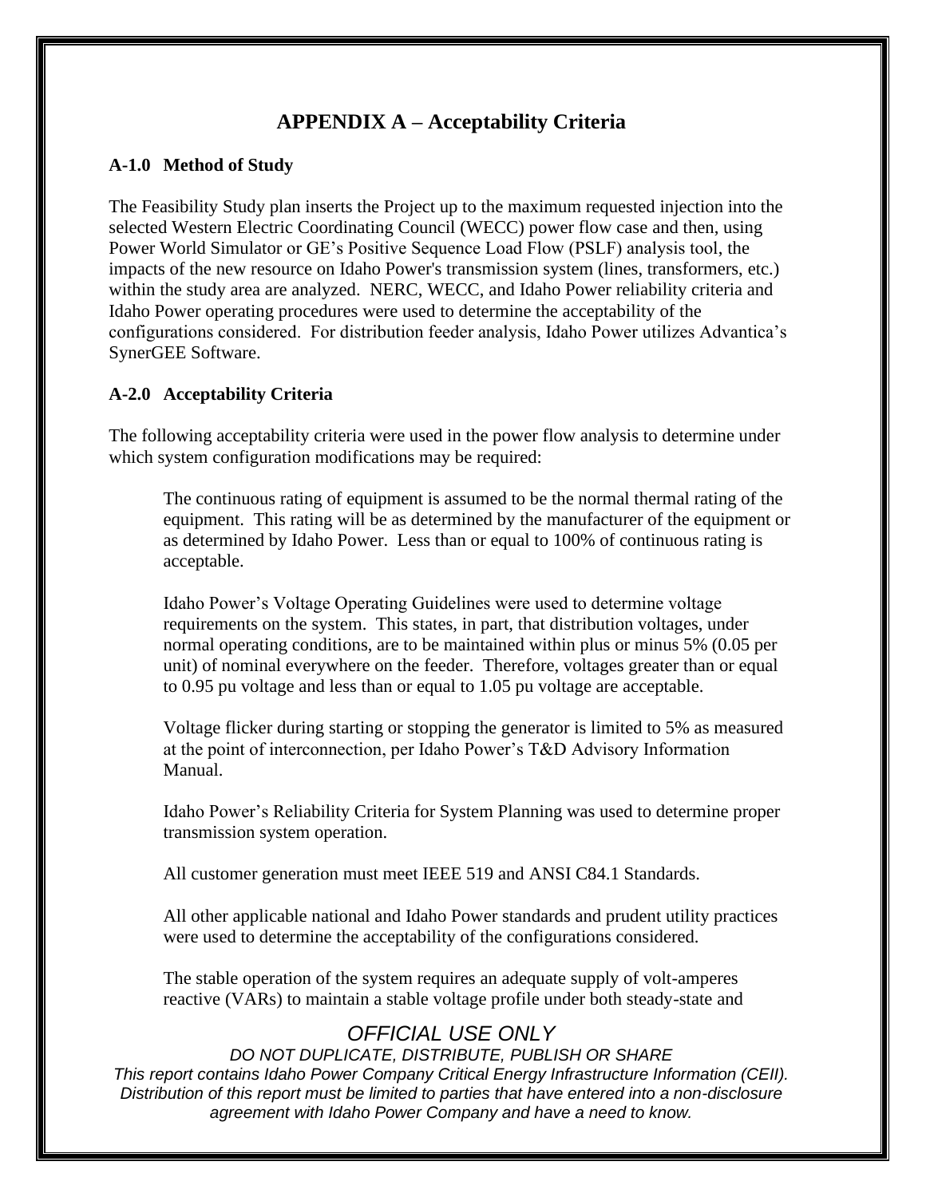# APPENDIX A – Acceptability Criteria

## A-1.0 Method of Study

The Feasibility Study plan inserts the Project up to the maximum requested injection into the selected Western Electric Coordinating Council (WECC) power flow case and then, using Power World Simulator or GE's Positive Sequence Load Flow (PSLF) analysis tool, the impacts of the new resource on Idaho Power's transmission system (lines, transformers, etc.) within the study area are analyzed. NERC, WECC, and Idaho Power reliability criteria and Idaho Power operating procedures were used to determine the acceptability of the configurations considered. For distribution feeder analysis, Idaho Power utilizes Advantica's SynerGEE Software.

## A-2.0 Acceptability Criteria

The following acceptability criteria were used in the power flow analysis to determine under which system configuration modifications may be required:

> The continuous rating of equipment is assumed to be the normal thermal rating of the equipment. This rating will be as determined by the manufacturer of the equipment or as determined by Idaho Power. Less than or equal to 100% of continuous rating is acceptable.
>
> Idaho Power's Voltage Operating Guidelines were used to determine voltage requirements on the system. This states, in part, that distribution voltages, under normal operating conditions, are to be maintained within plus or minus 5% (0.05 per unit) of nominal everywhere on the feeder. Therefore, voltages greater than or equal to 0.95 pu voltage and less than or equal to 1.05 pu voltage are acceptable.
>
> Voltage flicker during starting or stopping the generator is limited to 5% as measured at the point of interconnection, per Idaho Power's T&D Advisory Information Manual.
>
> Idaho Power's Reliability Criteria for System Planning was used to determine proper transmission system operation.
>
> All customer generation must meet IEEE 519 and ANSI C84.1 Standards.
>
> All other applicable national and Idaho Power standards and prudent utility practices were used to determine the acceptability of the configurations considered.
>
> The stable operation of the system requires an adequate supply of volt-amperes reactive (VARs) to maintain a stable voltage profile under both steady-state and

*OFFICIAL USE ONLY*
*DO NOT DUPLICATE, DISTRIBUTE, PUBLISH OR SHARE*
*This report contains Idaho Power Company Critical Energy Infrastructure Information (CEII). Distribution of this report must be limited to parties that have entered into a non-disclosure agreement with Idaho Power Company and have a need to know.*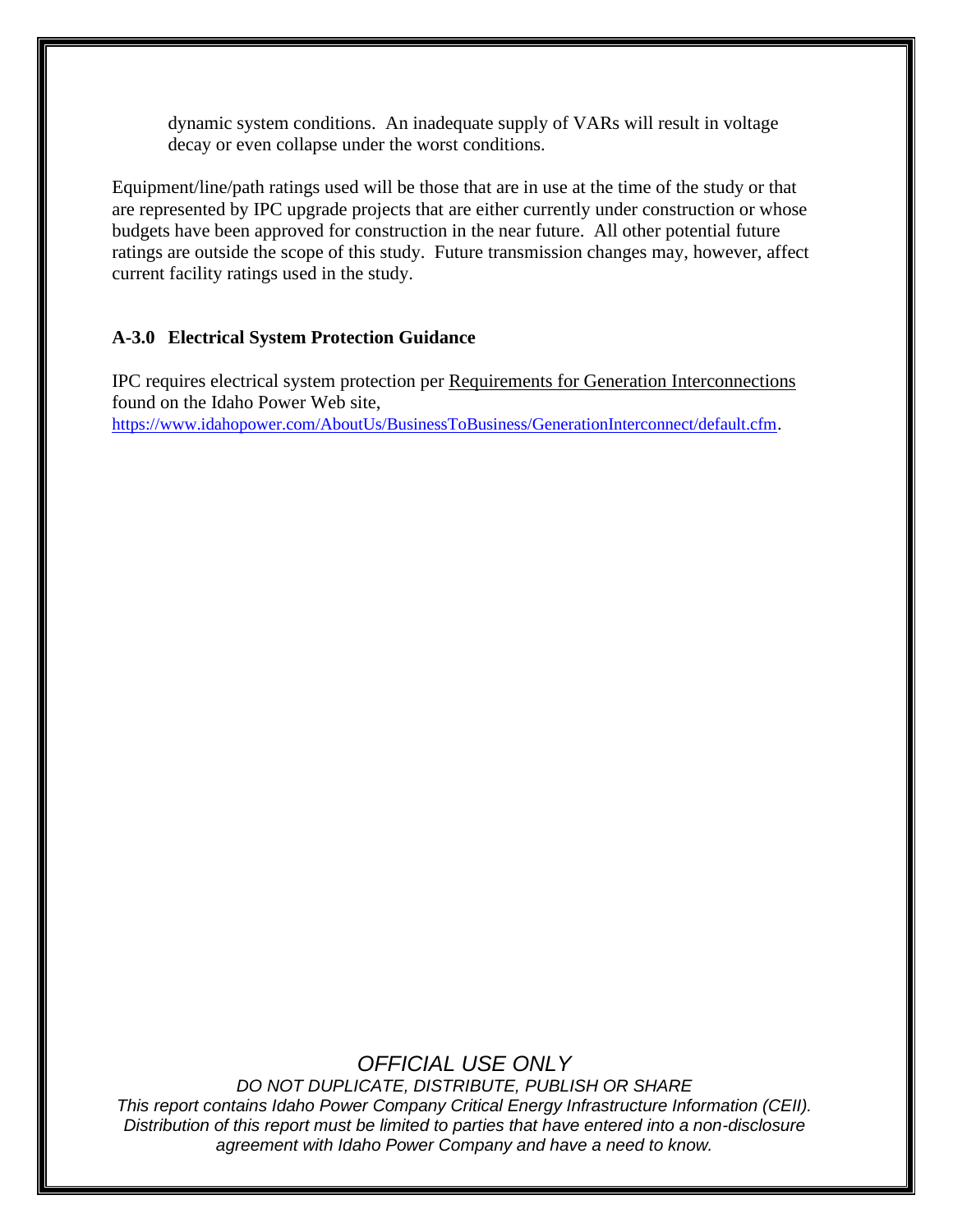dynamic system conditions. An inadequate supply of VARs will result in voltage decay or even collapse under the worst conditions.

Equipment/line/path ratings used will be those that are in use at the time of the study or that are represented by IPC upgrade projects that are either currently under construction or whose budgets have been approved for construction in the near future. All other potential future ratings are outside the scope of this study. Future transmission changes may, however, affect current facility ratings used in the study.

### A-3.0 Electrical System Protection Guidance

IPC requires electrical system protection per Requirements for Generation Interconnections found on the Idaho Power Web site, https://www.idahopower.com/AboutUs/BusinessToBusiness/GenerationInterconnect/default.cfm.

*OFFICIAL USE ONLY*

*DO NOT DUPLICATE, DISTRIBUTE, PUBLISH OR SHARE*

*This report contains Idaho Power Company Critical Energy Infrastructure Information (CEII). Distribution of this report must be limited to parties that have entered into a non-disclosure agreement with Idaho Power Company and have a need to know.*